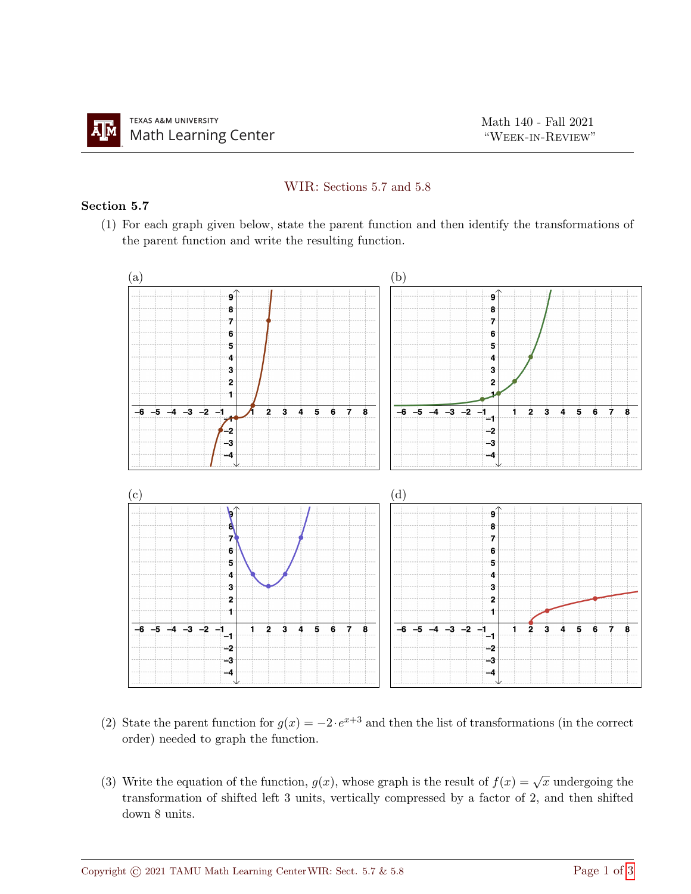Texas A&M University Math Learning Center

Math 140 - Fall 2021
"Week-in-Review"

## WIR: Sections 5.7 and 5.8

### Section 5.7

(1) For each graph given below, state the parent function and then identify the transformations of the parent function and write the resulting function.

(a)

(b)

(c)

(d)

(2) State the parent function for $g(x) = -2 \cdot e^{x+3}$ and then the list of transformations (in the correct order) needed to graph the function.

(3) Write the equation of the function, $g(x)$, whose graph is the result of $f(x) = \sqrt{x}$ undergoing the transformation of shifted left 3 units, vertically compressed by a factor of 2, and then shifted down 8 units.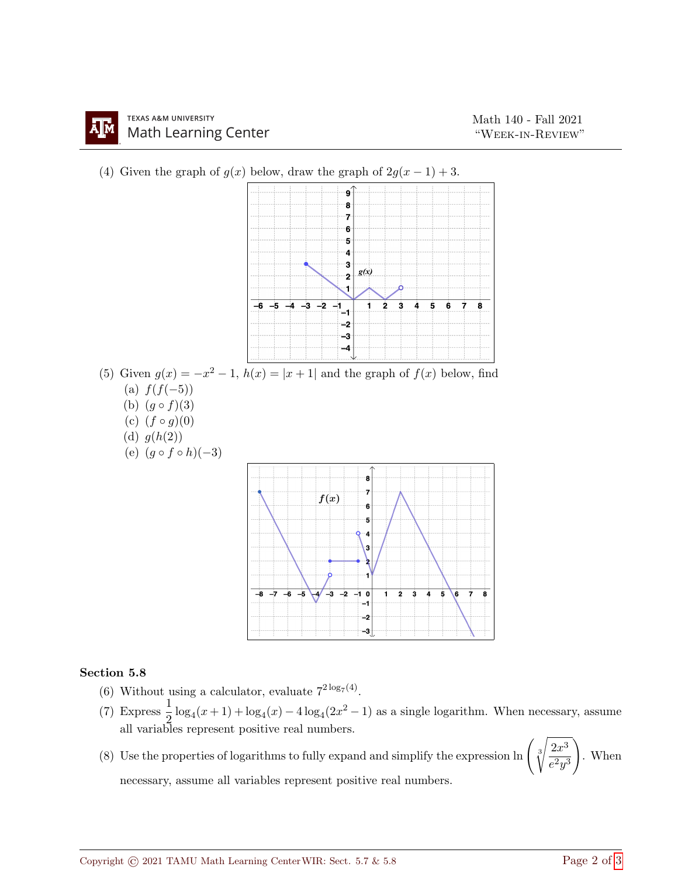(4) Given the graph of $g(x)$ below, draw the graph of $2g(x-1)+3$.

(5) Given $g(x) = -x^2 - 1$, $h(x) = |x+1|$ and the graph of $f(x)$ below, find

   (a) $f(f(-5))$
   (b) $(g \circ f)(3)$
   (c) $(f \circ g)(0)$
   (d) $g(h(2))$
   (e) $(g \circ f \circ h)(-3)$

### Section 5.8

(6) Without using a calculator, evaluate $7^{2\log_7(4)}$.

(7) Express $\frac{1}{2}\log_4(x+1) + \log_4(x) - 4\log_4(2x^2-1)$ as a single logarithm. When necessary, assume all variables represent positive real numbers.

(8) Use the properties of logarithms to fully expand and simplify the expression $\ln\left(\sqrt[3]{\frac{2x^3}{e^2y^3}}\right)$. When necessary, assume all variables represent positive real numbers.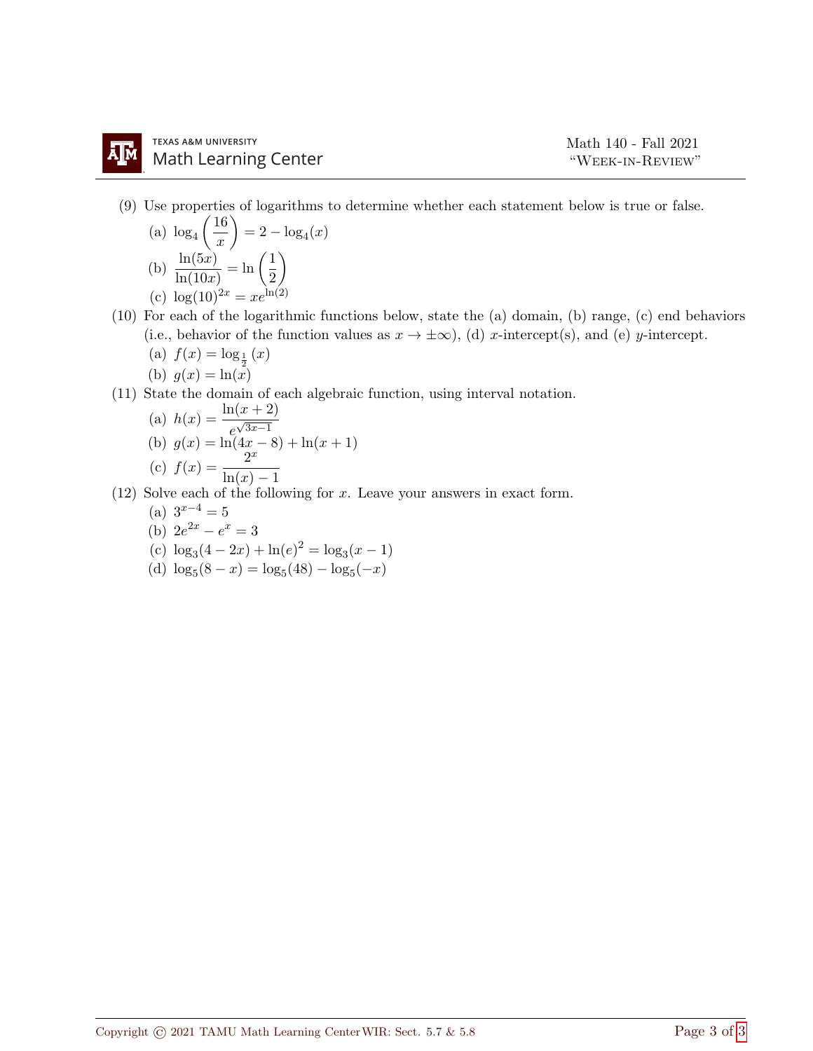(9) Use properties of logarithms to determine whether each statement below is true or false.

  (a) $\log_4\left(\dfrac{16}{x}\right) = 2 - \log_4(x)$

  (b) $\dfrac{\ln(5x)}{\ln(10x)} = \ln\left(\dfrac{1}{2}\right)$

  (c) $\log(10)^{2x} = xe^{\ln(2)}$

(10) For each of the logarithmic functions below, state the (a) domain, (b) range, (c) end behaviors (i.e., behavior of the function values as $x \to \pm\infty$), (d) $x$-intercept(s), and (e) $y$-intercept.

  (a) $f(x) = \log_{\frac{1}{2}}(x)$

  (b) $g(x) = \ln(x)$

(11) State the domain of each algebraic function, using interval notation.

  (a) $h(x) = \dfrac{\ln(x+2)}{e^{\sqrt{3x-1}}}$

  (b) $g(x) = \ln(4x-8) + \ln(x+1)$

  (c) $f(x) = \dfrac{2^x}{\ln(x) - 1}$

(12) Solve each of the following for $x$. Leave your answers in exact form.

  (a) $3^{x-4} = 5$

  (b) $2e^{2x} - e^x = 3$

  (c) $\log_3(4-2x) + \ln(e)^2 = \log_3(x-1)$

  (d) $\log_5(8-x) = \log_5(48) - \log_5(-x)$